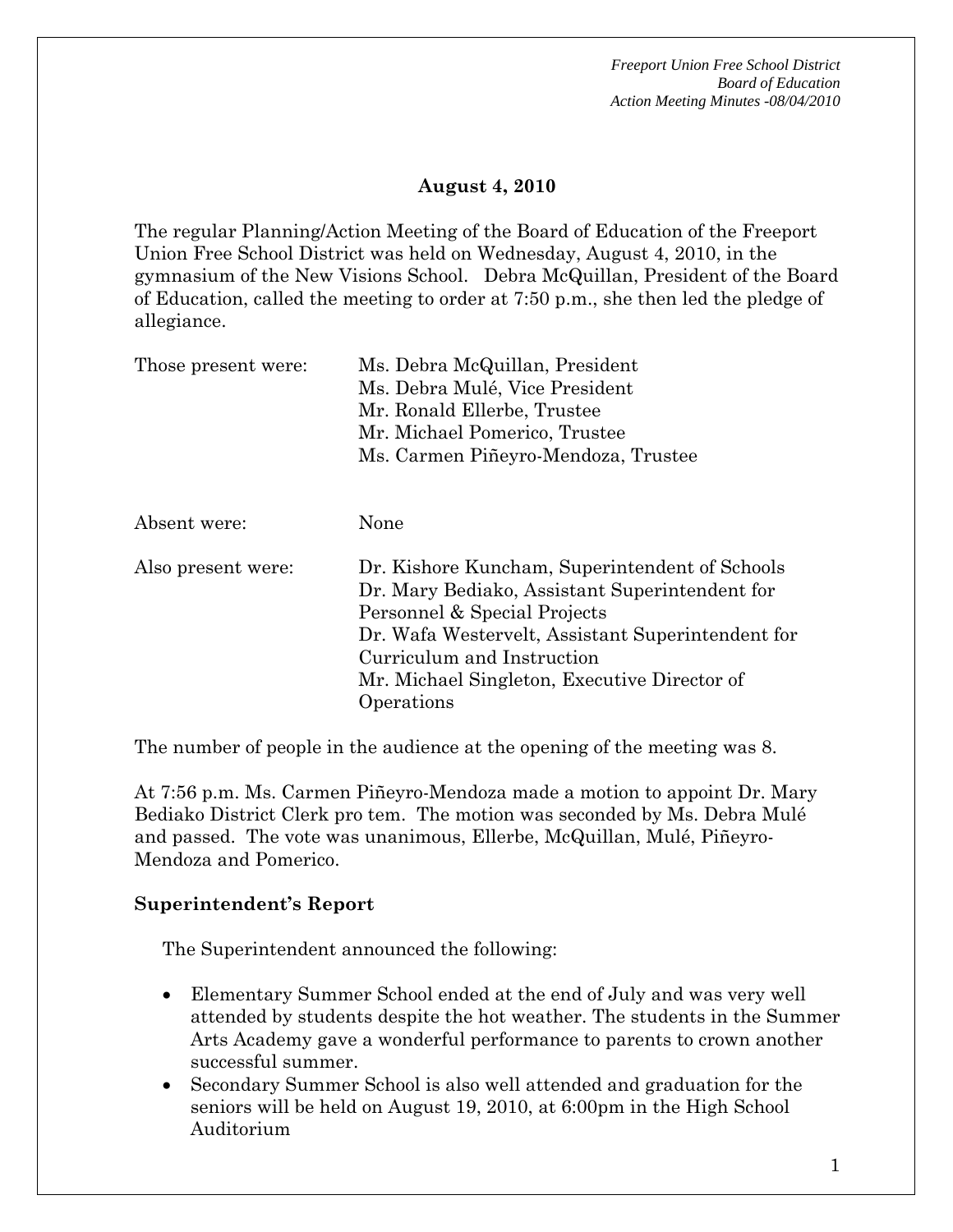**August 4, 2010**

The regular Planning/Action Meeting of the Board of Education of the Freeport Union Free School District was held on Wednesday, August 4, 2010, in the gymnasium of the New Visions School. Debra McQuillan, President of the Board of Education, called the meeting to order at 7:50 p.m., she then led the pledge of allegiance.

| | |
|---|---|
| Those present were: | Ms. Debra McQuillan, President<br>Ms. Debra Mulé, Vice President<br>Mr. Ronald Ellerbe, Trustee<br>Mr. Michael Pomerico, Trustee<br>Ms. Carmen Piñeyro-Mendoza, Trustee |
| Absent were: | None |
| Also present were: | Dr. Kishore Kuncham, Superintendent of Schools<br>Dr. Mary Bediako, Assistant Superintendent for Personnel & Special Projects<br>Dr. Wafa Westervelt, Assistant Superintendent for Curriculum and Instruction<br>Mr. Michael Singleton, Executive Director of Operations |

The number of people in the audience at the opening of the meeting was 8.

At 7:56 p.m. Ms. Carmen Piñeyro-Mendoza made a motion to appoint Dr. Mary Bediako District Clerk pro tem. The motion was seconded by Ms. Debra Mulé and passed. The vote was unanimous, Ellerbe, McQuillan, Mulé, Piñeyro-Mendoza and Pomerico.

**Superintendent's Report**

The Superintendent announced the following:

- Elementary Summer School ended at the end of July and was very well attended by students despite the hot weather. The students in the Summer Arts Academy gave a wonderful performance to parents to crown another successful summer.
- Secondary Summer School is also well attended and graduation for the seniors will be held on August 19, 2010, at 6:00pm in the High School Auditorium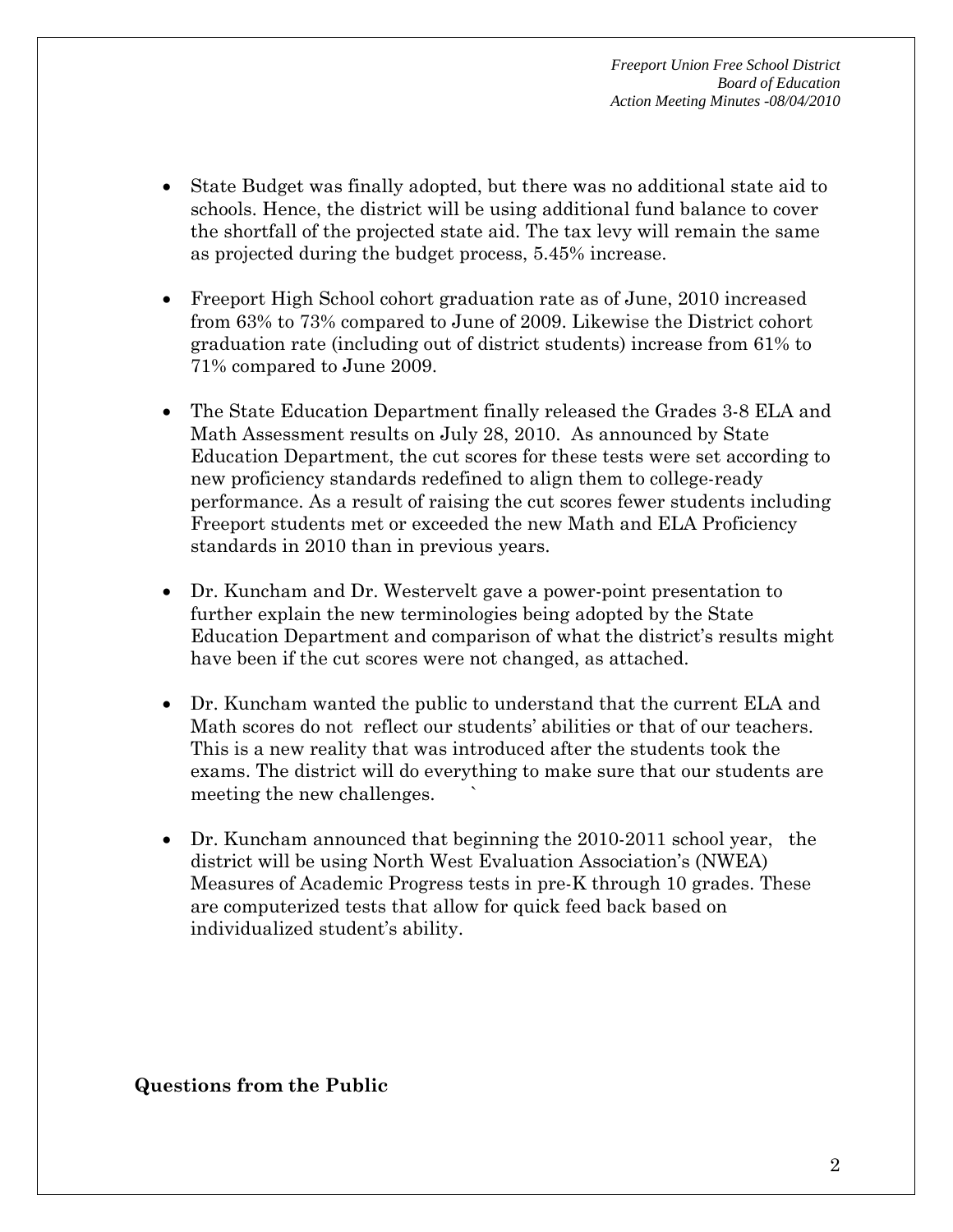- State Budget was finally adopted, but there was no additional state aid to schools. Hence, the district will be using additional fund balance to cover the shortfall of the projected state aid. The tax levy will remain the same as projected during the budget process, 5.45% increase.

- Freeport High School cohort graduation rate as of June, 2010 increased from 63% to 73% compared to June of 2009. Likewise the District cohort graduation rate (including out of district students) increase from 61% to 71% compared to June 2009.

- The State Education Department finally released the Grades 3-8 ELA and Math Assessment results on July 28, 2010. As announced by State Education Department, the cut scores for these tests were set according to new proficiency standards redefined to align them to college-ready performance. As a result of raising the cut scores fewer students including Freeport students met or exceeded the new Math and ELA Proficiency standards in 2010 than in previous years.

- Dr. Kuncham and Dr. Westervelt gave a power-point presentation to further explain the new terminologies being adopted by the State Education Department and comparison of what the district's results might have been if the cut scores were not changed, as attached.

- Dr. Kuncham wanted the public to understand that the current ELA and Math scores do not reflect our students' abilities or that of our teachers. This is a new reality that was introduced after the students took the exams. The district will do everything to make sure that our students are meeting the new challenges.

- Dr. Kuncham announced that beginning the 2010-2011 school year, the district will be using North West Evaluation Association's (NWEA) Measures of Academic Progress tests in pre-K through 10 grades. These are computerized tests that allow for quick feed back based on individualized student's ability.

**Questions from the Public**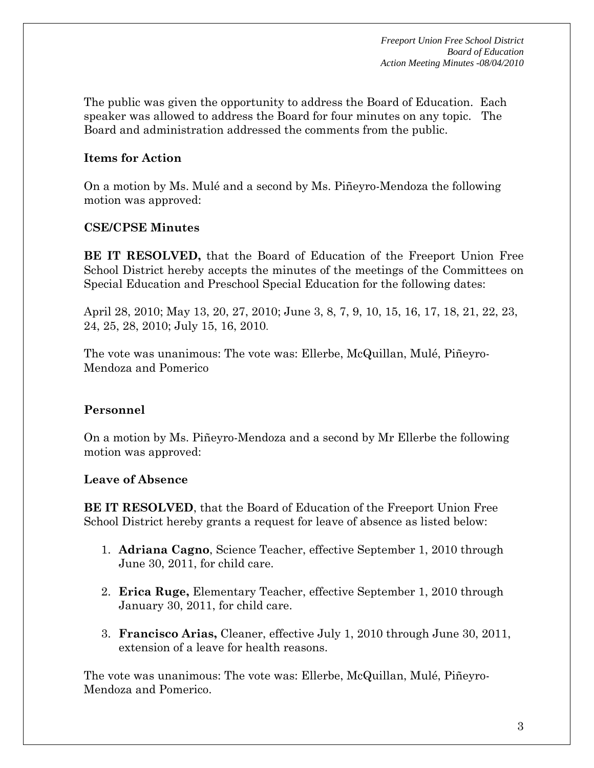The public was given the opportunity to address the Board of Education. Each speaker was allowed to address the Board for four minutes on any topic. The Board and administration addressed the comments from the public.

**Items for Action**

On a motion by Ms. Mulé and a second by Ms. Piñeyro-Mendoza the following motion was approved:

**CSE/CPSE Minutes**

**BE IT RESOLVED,** that the Board of Education of the Freeport Union Free School District hereby accepts the minutes of the meetings of the Committees on Special Education and Preschool Special Education for the following dates:

April 28, 2010; May 13, 20, 27, 2010; June 3, 8, 7, 9, 10, 15, 16, 17, 18, 21, 22, 23, 24, 25, 28, 2010; July 15, 16, 2010.

The vote was unanimous: The vote was: Ellerbe, McQuillan, Mulé, Piñeyro-Mendoza and Pomerico

**Personnel**

On a motion by Ms. Piñeyro-Mendoza and a second by Mr Ellerbe the following motion was approved:

**Leave of Absence**

**BE IT RESOLVED**, that the Board of Education of the Freeport Union Free School District hereby grants a request for leave of absence as listed below:

1. **Adriana Cagno**, Science Teacher, effective September 1, 2010 through June 30, 2011, for child care.
2. **Erica Ruge,** Elementary Teacher, effective September 1, 2010 through January 30, 2011, for child care.
3. **Francisco Arias,** Cleaner, effective July 1, 2010 through June 30, 2011, extension of a leave for health reasons.

The vote was unanimous: The vote was: Ellerbe, McQuillan, Mulé, Piñeyro-Mendoza and Pomerico.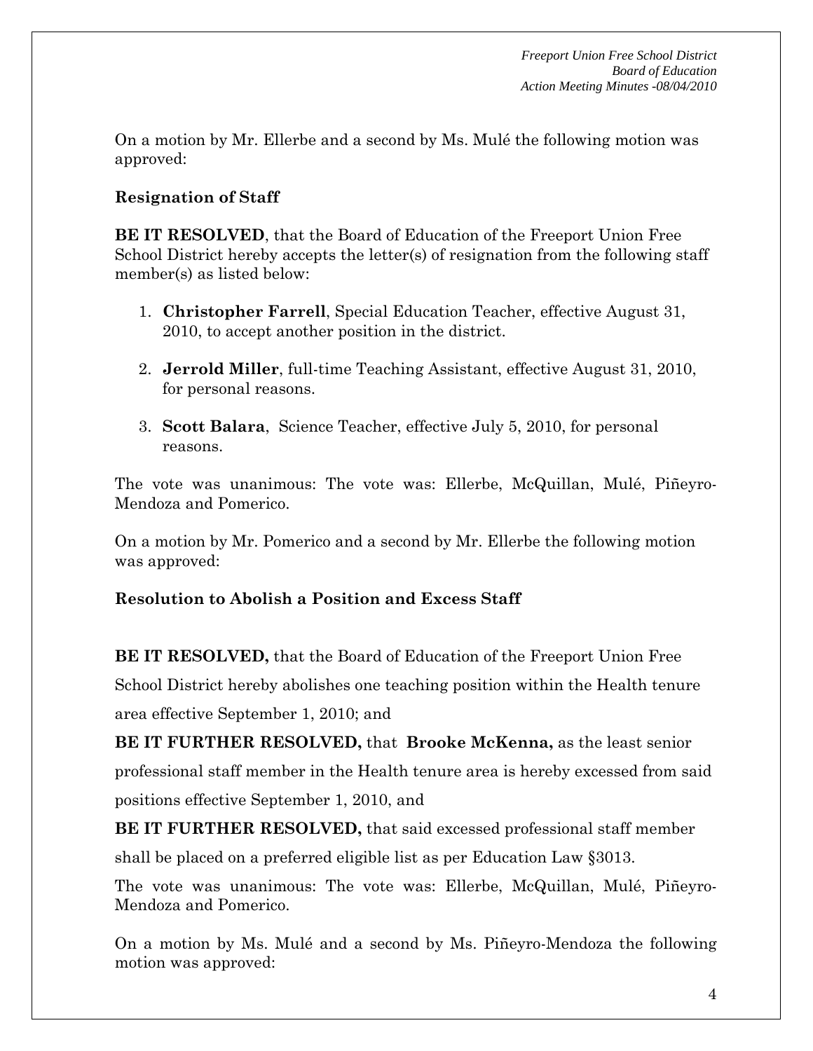On a motion by Mr. Ellerbe and a second by Ms. Mulé the following motion was approved:

**Resignation of Staff**

**BE IT RESOLVED**, that the Board of Education of the Freeport Union Free School District hereby accepts the letter(s) of resignation from the following staff member(s) as listed below:

1. **Christopher Farrell**, Special Education Teacher, effective August 31, 2010, to accept another position in the district.
2. **Jerrold Miller**, full-time Teaching Assistant, effective August 31, 2010, for personal reasons.
3. **Scott Balara**, Science Teacher, effective July 5, 2010, for personal reasons.

The vote was unanimous: The vote was: Ellerbe, McQuillan, Mulé, Piñeyro-Mendoza and Pomerico.

On a motion by Mr. Pomerico and a second by Mr. Ellerbe the following motion was approved:

**Resolution to Abolish a Position and Excess Staff**

**BE IT RESOLVED,** that the Board of Education of the Freeport Union Free School District hereby abolishes one teaching position within the Health tenure area effective September 1, 2010; and

**BE IT FURTHER RESOLVED,** that **Brooke McKenna,** as the least senior professional staff member in the Health tenure area is hereby excessed from said positions effective September 1, 2010, and

**BE IT FURTHER RESOLVED,** that said excessed professional staff member shall be placed on a preferred eligible list as per Education Law §3013.

The vote was unanimous: The vote was: Ellerbe, McQuillan, Mulé, Piñeyro-Mendoza and Pomerico.

On a motion by Ms. Mulé and a second by Ms. Piñeyro-Mendoza the following motion was approved: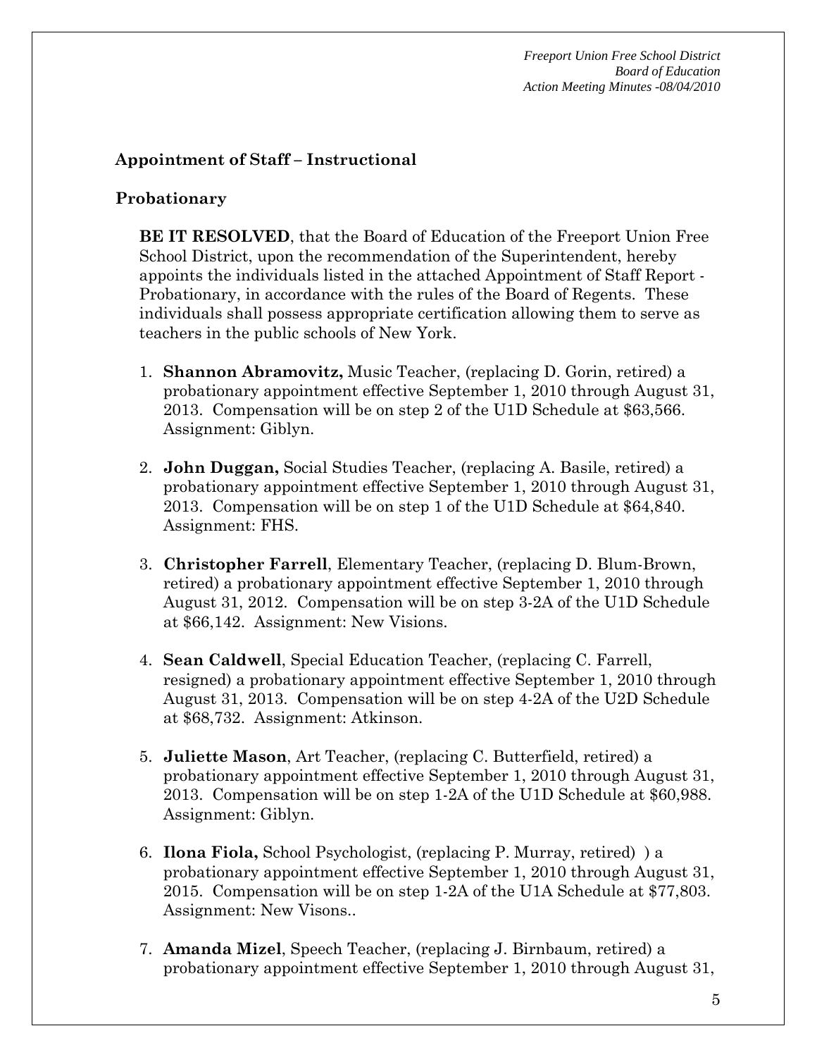**Appointment of Staff – Instructional**

**Probationary**

**BE IT RESOLVED**, that the Board of Education of the Freeport Union Free School District, upon the recommendation of the Superintendent, hereby appoints the individuals listed in the attached Appointment of Staff Report - Probationary, in accordance with the rules of the Board of Regents. These individuals shall possess appropriate certification allowing them to serve as teachers in the public schools of New York.

1. **Shannon Abramovitz,** Music Teacher, (replacing D. Gorin, retired) a probationary appointment effective September 1, 2010 through August 31, 2013. Compensation will be on step 2 of the U1D Schedule at $63,566. Assignment: Giblyn.

2. **John Duggan,** Social Studies Teacher, (replacing A. Basile, retired) a probationary appointment effective September 1, 2010 through August 31, 2013. Compensation will be on step 1 of the U1D Schedule at $64,840. Assignment: FHS.

3. **Christopher Farrell**, Elementary Teacher, (replacing D. Blum-Brown, retired) a probationary appointment effective September 1, 2010 through August 31, 2012. Compensation will be on step 3-2A of the U1D Schedule at $66,142. Assignment: New Visions.

4. **Sean Caldwell**, Special Education Teacher, (replacing C. Farrell, resigned) a probationary appointment effective September 1, 2010 through August 31, 2013. Compensation will be on step 4-2A of the U2D Schedule at $68,732. Assignment: Atkinson.

5. **Juliette Mason**, Art Teacher, (replacing C. Butterfield, retired) a probationary appointment effective September 1, 2010 through August 31, 2013. Compensation will be on step 1-2A of the U1D Schedule at $60,988. Assignment: Giblyn.

6. **Ilona Fiola,** School Psychologist, (replacing P. Murray, retired) ) a probationary appointment effective September 1, 2010 through August 31, 2015. Compensation will be on step 1-2A of the U1A Schedule at $77,803. Assignment: New Visons..

7. **Amanda Mizel**, Speech Teacher, (replacing J. Birnbaum, retired) a probationary appointment effective September 1, 2010 through August 31,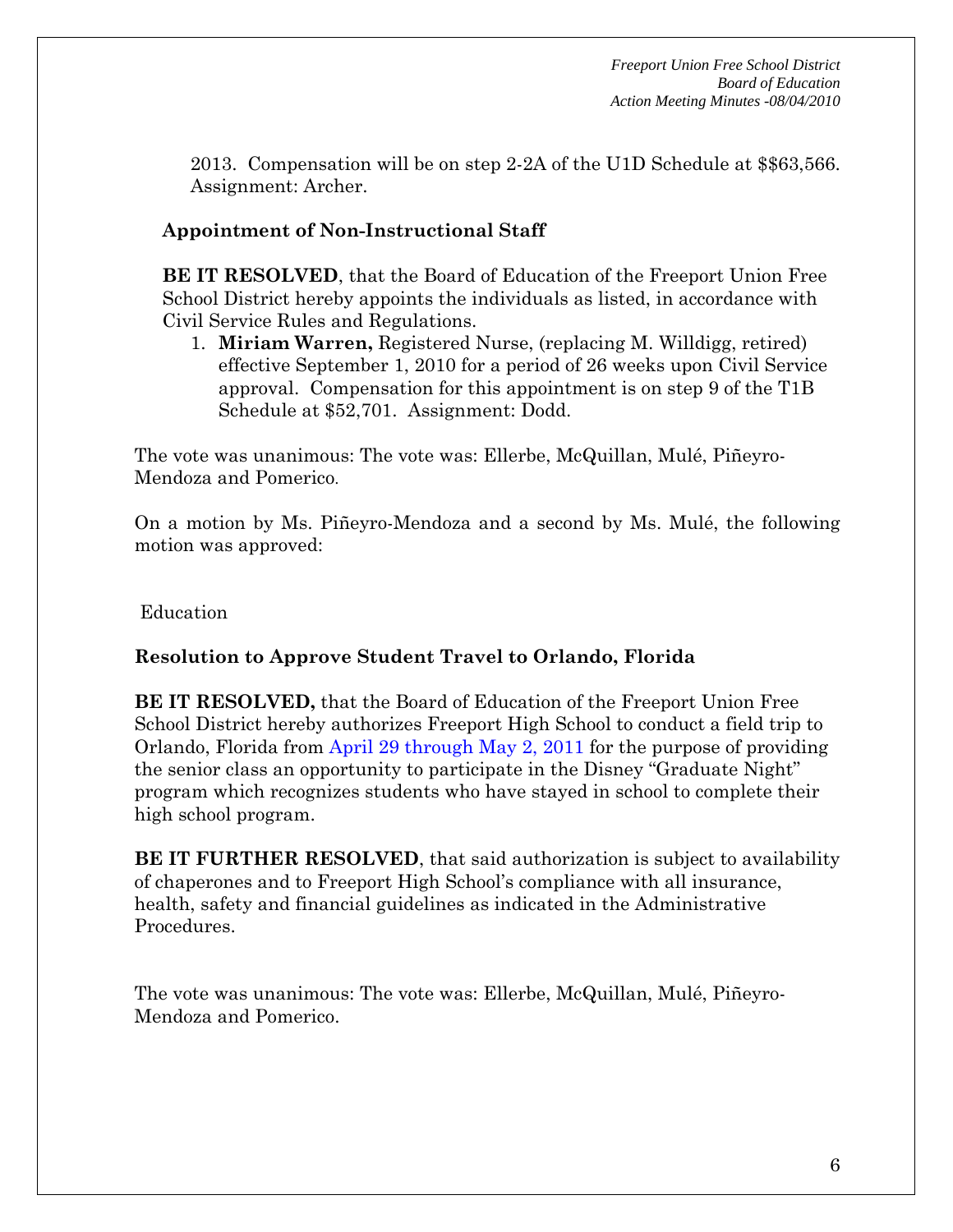2013. Compensation will be on step 2-2A of the U1D Schedule at $$63,566. Assignment: Archer.

**Appointment of Non-Instructional Staff**

**BE IT RESOLVED**, that the Board of Education of the Freeport Union Free School District hereby appoints the individuals as listed, in accordance with Civil Service Rules and Regulations.

1. **Miriam Warren,** Registered Nurse, (replacing M. Willdigg, retired) effective September 1, 2010 for a period of 26 weeks upon Civil Service approval. Compensation for this appointment is on step 9 of the T1B Schedule at $52,701. Assignment: Dodd.

The vote was unanimous: The vote was: Ellerbe, McQuillan, Mulé, Piñeyro-Mendoza and Pomerico.

On a motion by Ms. Piñeyro-Mendoza and a second by Ms. Mulé, the following motion was approved:

Education

**Resolution to Approve Student Travel to Orlando, Florida**

**BE IT RESOLVED,** that the Board of Education of the Freeport Union Free School District hereby authorizes Freeport High School to conduct a field trip to Orlando, Florida from April 29 through May 2, 2011 for the purpose of providing the senior class an opportunity to participate in the Disney "Graduate Night" program which recognizes students who have stayed in school to complete their high school program.

**BE IT FURTHER RESOLVED**, that said authorization is subject to availability of chaperones and to Freeport High School's compliance with all insurance, health, safety and financial guidelines as indicated in the Administrative Procedures.

The vote was unanimous: The vote was: Ellerbe, McQuillan, Mulé, Piñeyro-Mendoza and Pomerico.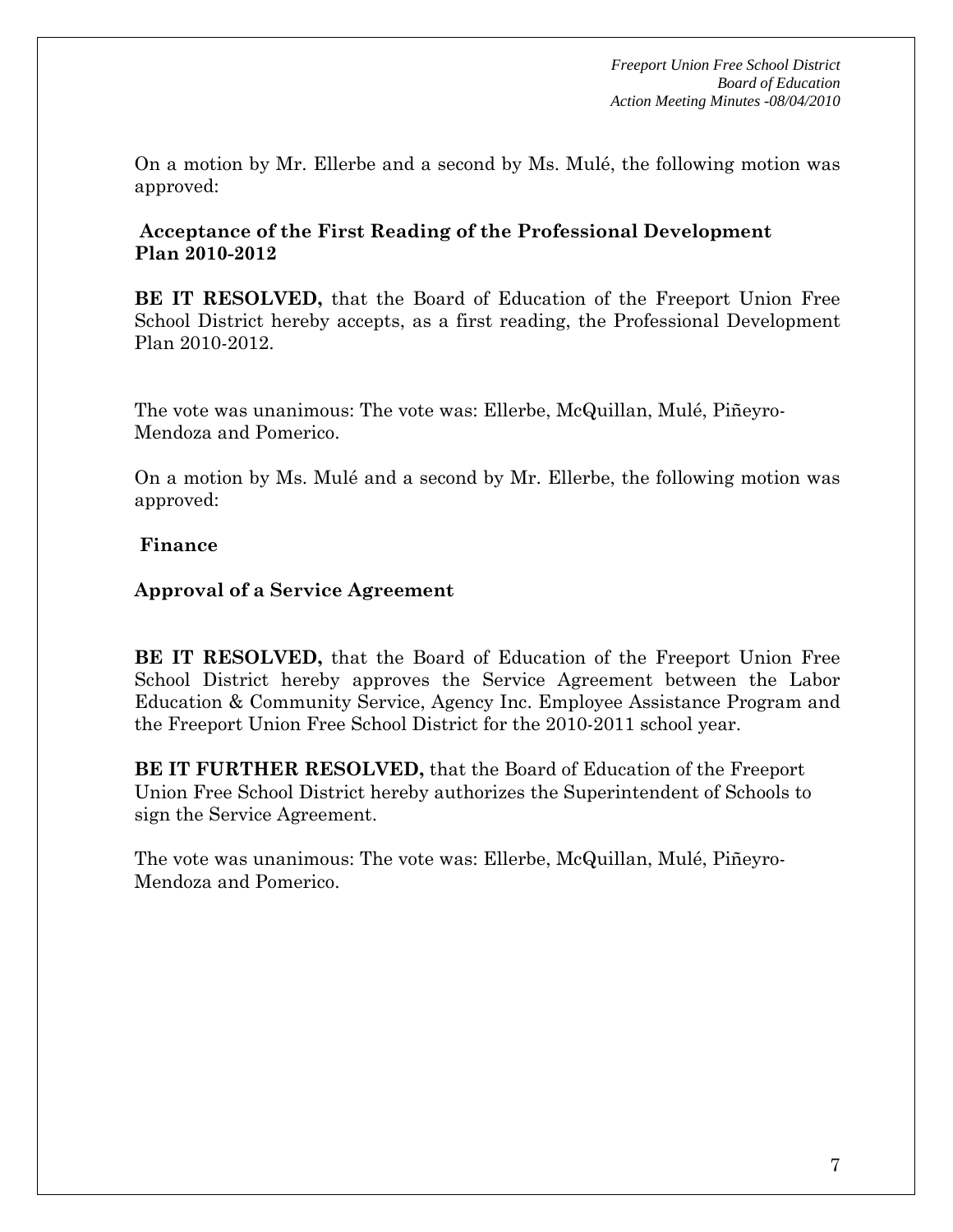On a motion by Mr. Ellerbe and a second by Ms. Mulé, the following motion was approved:

**Acceptance of the First Reading of the Professional Development Plan 2010-2012**

**BE IT RESOLVED,** that the Board of Education of the Freeport Union Free School District hereby accepts, as a first reading, the Professional Development Plan 2010-2012.

The vote was unanimous: The vote was: Ellerbe, McQuillan, Mulé, Piñeyro-Mendoza and Pomerico.

On a motion by Ms. Mulé and a second by Mr. Ellerbe, the following motion was approved:

**Finance**

**Approval of a Service Agreement**

**BE IT RESOLVED,** that the Board of Education of the Freeport Union Free School District hereby approves the Service Agreement between the Labor Education & Community Service, Agency Inc. Employee Assistance Program and the Freeport Union Free School District for the 2010-2011 school year.

**BE IT FURTHER RESOLVED,** that the Board of Education of the Freeport Union Free School District hereby authorizes the Superintendent of Schools to sign the Service Agreement.

The vote was unanimous: The vote was: Ellerbe, McQuillan, Mulé, Piñeyro-Mendoza and Pomerico.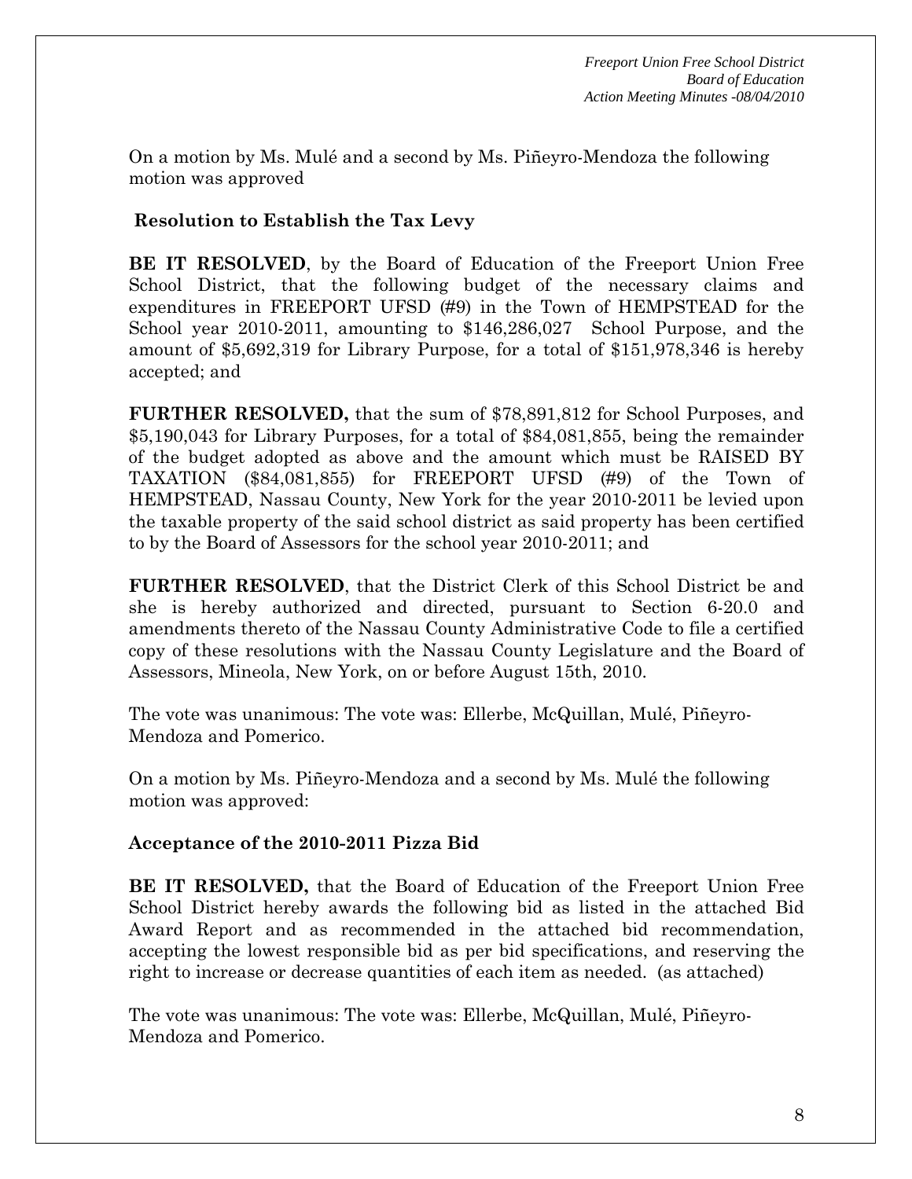On a motion by Ms. Mulé and a second by Ms. Piñeyro-Mendoza the following motion was approved

**Resolution to Establish the Tax Levy**

**BE IT RESOLVED**, by the Board of Education of the Freeport Union Free School District, that the following budget of the necessary claims and expenditures in FREEPORT UFSD (#9) in the Town of HEMPSTEAD for the School year 2010-2011, amounting to $146,286,027 School Purpose, and the amount of $5,692,319 for Library Purpose, for a total of $151,978,346 is hereby accepted; and

**FURTHER RESOLVED,** that the sum of $78,891,812 for School Purposes, and $5,190,043 for Library Purposes, for a total of $84,081,855, being the remainder of the budget adopted as above and the amount which must be RAISED BY TAXATION ($84,081,855) for FREEPORT UFSD (#9) of the Town of HEMPSTEAD, Nassau County, New York for the year 2010-2011 be levied upon the taxable property of the said school district as said property has been certified to by the Board of Assessors for the school year 2010-2011; and

**FURTHER RESOLVED**, that the District Clerk of this School District be and she is hereby authorized and directed, pursuant to Section 6-20.0 and amendments thereto of the Nassau County Administrative Code to file a certified copy of these resolutions with the Nassau County Legislature and the Board of Assessors, Mineola, New York, on or before August 15th, 2010.

The vote was unanimous: The vote was: Ellerbe, McQuillan, Mulé, Piñeyro-Mendoza and Pomerico.

On a motion by Ms. Piñeyro-Mendoza and a second by Ms. Mulé the following motion was approved:

**Acceptance of the 2010-2011 Pizza Bid**

**BE IT RESOLVED,** that the Board of Education of the Freeport Union Free School District hereby awards the following bid as listed in the attached Bid Award Report and as recommended in the attached bid recommendation, accepting the lowest responsible bid as per bid specifications, and reserving the right to increase or decrease quantities of each item as needed. (as attached)

The vote was unanimous: The vote was: Ellerbe, McQuillan, Mulé, Piñeyro-Mendoza and Pomerico.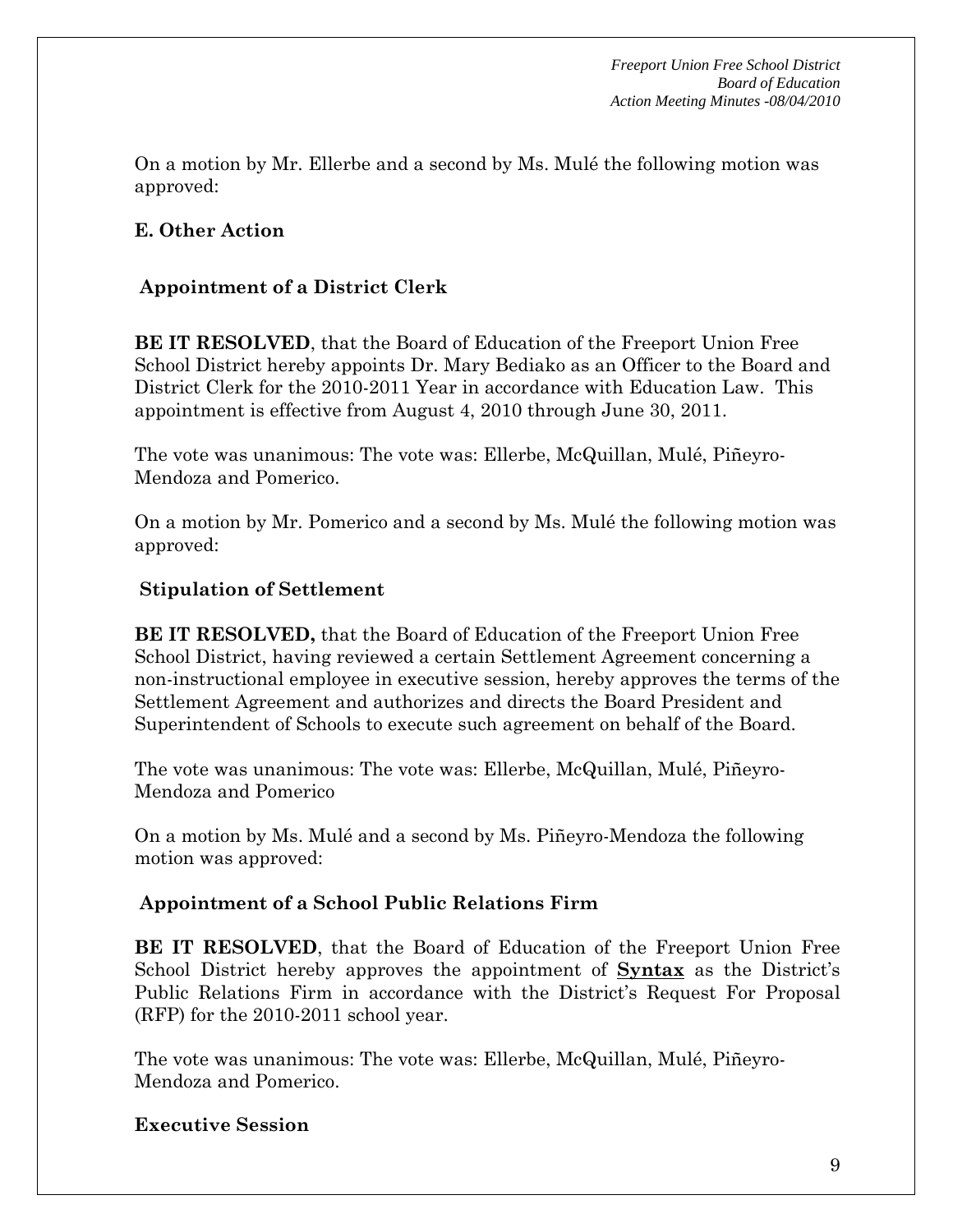On a motion by Mr. Ellerbe and a second by Ms. Mulé the following motion was approved:

**E. Other Action**

**Appointment of a District Clerk**

**BE IT RESOLVED**, that the Board of Education of the Freeport Union Free School District hereby appoints Dr. Mary Bediako as an Officer to the Board and District Clerk for the 2010-2011 Year in accordance with Education Law. This appointment is effective from August 4, 2010 through June 30, 2011.

The vote was unanimous: The vote was: Ellerbe, McQuillan, Mulé, Piñeyro-Mendoza and Pomerico.

On a motion by Mr. Pomerico and a second by Ms. Mulé the following motion was approved:

**Stipulation of Settlement**

**BE IT RESOLVED,** that the Board of Education of the Freeport Union Free School District, having reviewed a certain Settlement Agreement concerning a non-instructional employee in executive session, hereby approves the terms of the Settlement Agreement and authorizes and directs the Board President and Superintendent of Schools to execute such agreement on behalf of the Board.

The vote was unanimous: The vote was: Ellerbe, McQuillan, Mulé, Piñeyro-Mendoza and Pomerico

On a motion by Ms. Mulé and a second by Ms. Piñeyro-Mendoza the following motion was approved:

**Appointment of a School Public Relations Firm**

**BE IT RESOLVED**, that the Board of Education of the Freeport Union Free School District hereby approves the appointment of **Syntax** as the District's Public Relations Firm in accordance with the District's Request For Proposal (RFP) for the 2010-2011 school year.

The vote was unanimous: The vote was: Ellerbe, McQuillan, Mulé, Piñeyro-Mendoza and Pomerico.

**Executive Session**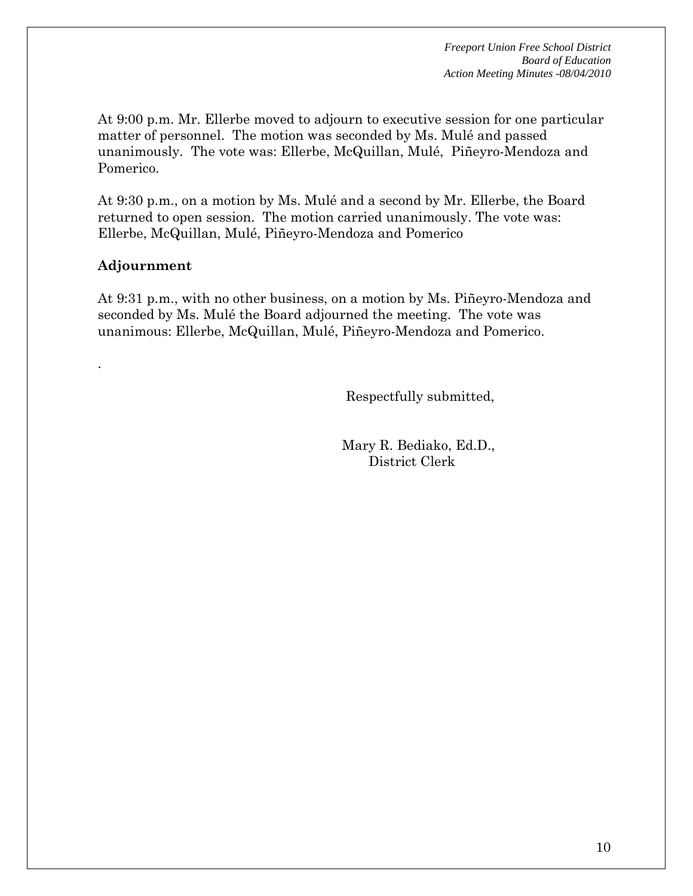At 9:00 p.m. Mr. Ellerbe moved to adjourn to executive session for one particular matter of personnel. The motion was seconded by Ms. Mulé and passed unanimously. The vote was: Ellerbe, McQuillan, Mulé, Piñeyro-Mendoza and Pomerico.

At 9:30 p.m., on a motion by Ms. Mulé and a second by Mr. Ellerbe, the Board returned to open session. The motion carried unanimously. The vote was: Ellerbe, McQuillan, Mulé, Piñeyro-Mendoza and Pomerico

**Adjournment**

At 9:31 p.m., with no other business, on a motion by Ms. Piñeyro-Mendoza and seconded by Ms. Mulé the Board adjourned the meeting. The vote was unanimous: Ellerbe, McQuillan, Mulé, Piñeyro-Mendoza and Pomerico.

.

Respectfully submitted,

Mary R. Bediako, Ed.D.,
District Clerk